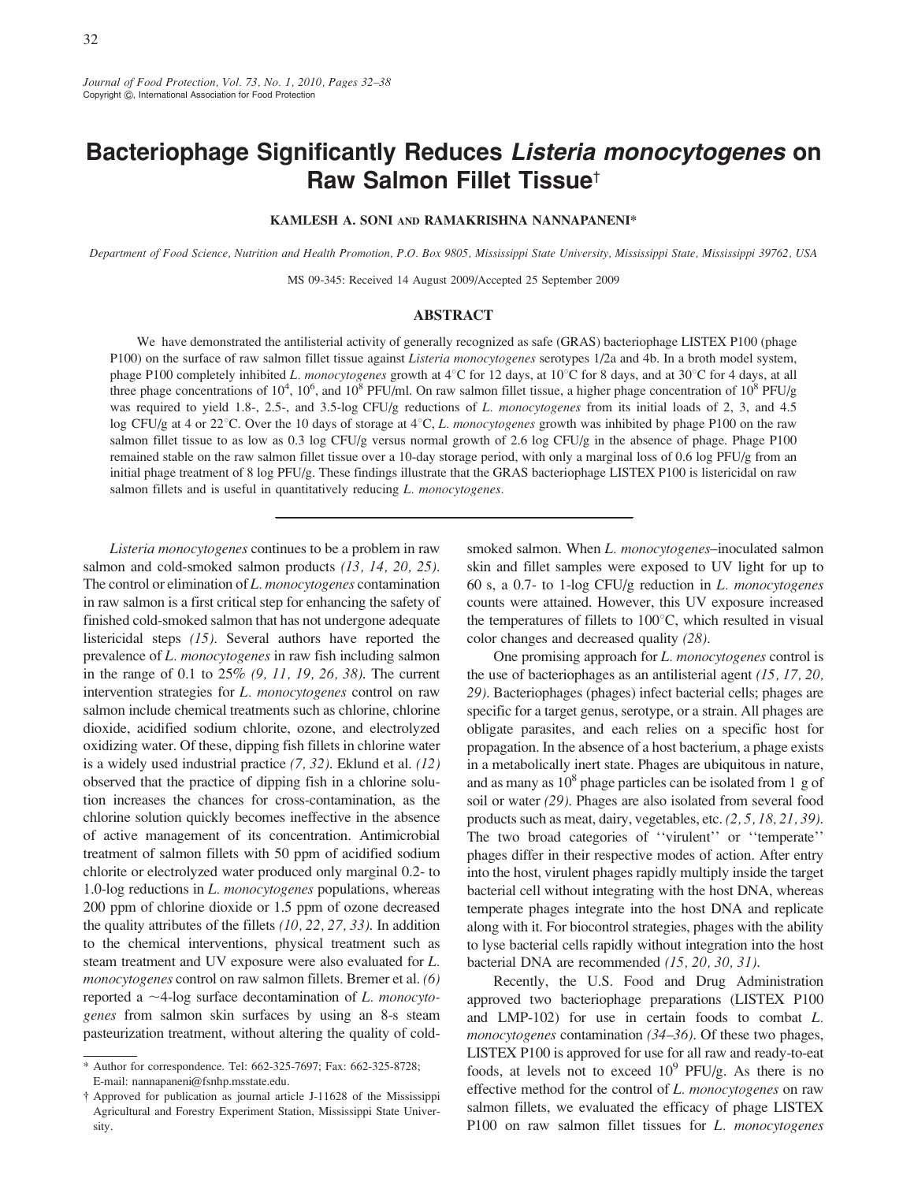# Bacteriophage Significantly Reduces *Listeria monocytogenes* on Raw Salmon Fillet Tissue†

**KAMLESH A. SONI AND RAMAKRISHNA NANNAPANENI***

*Department of Food Science, Nutrition and Health Promotion, P.O. Box 9805, Mississippi State University, Mississippi State, Mississippi 39762, USA*

MS 09-345: Received 14 August 2009/Accepted 25 September 2009

## ABSTRACT

We have demonstrated the antilisterial activity of generally recognized as safe (GRAS) bacteriophage LISTEX P100 (phage P100) on the surface of raw salmon fillet tissue against *Listeria monocytogenes* serotypes 1/2a and 4b. In a broth model system, phage P100 completely inhibited *L. monocytogenes* growth at 4°C for 12 days, at 10°C for 8 days, and at 30°C for 4 days, at all three phage concentrations of $10^4$, $10^6$, and $10^8$ PFU/ml. On raw salmon fillet tissue, a higher phage concentration of $10^8$ PFU/g was required to yield 1.8-, 2.5-, and 3.5-log CFU/g reductions of *L. monocytogenes* from its initial loads of 2, 3, and 4.5 log CFU/g at 4 or 22°C. Over the 10 days of storage at 4°C, *L. monocytogenes* growth was inhibited by phage P100 on the raw salmon fillet tissue to as low as 0.3 log CFU/g versus normal growth of 2.6 log CFU/g in the absence of phage. Phage P100 remained stable on the raw salmon fillet tissue over a 10-day storage period, with only a marginal loss of 0.6 log PFU/g from an initial phage treatment of 8 log PFU/g. These findings illustrate that the GRAS bacteriophage LISTEX P100 is listericidal on raw salmon fillets and is useful in quantitatively reducing *L. monocytogenes.*

---

*Listeria monocytogenes* continues to be a problem in raw salmon and cold-smoked salmon products *(13, 14, 20, 25)*. The control or elimination of *L. monocytogenes* contamination in raw salmon is a first critical step for enhancing the safety of finished cold-smoked salmon that has not undergone adequate listericidal steps *(15)*. Several authors have reported the prevalence of *L. monocytogenes* in raw fish including salmon in the range of 0.1 to 25% *(9, 11, 19, 26, 38)*. The current intervention strategies for *L. monocytogenes* control on raw salmon include chemical treatments such as chlorine, chlorine dioxide, acidified sodium chlorite, ozone, and electrolyzed oxidizing water. Of these, dipping fish fillets in chlorine water is a widely used industrial practice *(7, 32)*. Eklund et al. *(12)* observed that the practice of dipping fish in a chlorine solution increases the chances for cross-contamination, as the chlorine solution quickly becomes ineffective in the absence of active management of its concentration. Antimicrobial treatment of salmon fillets with 50 ppm of acidified sodium chlorite or electrolyzed water produced only marginal 0.2- to 1.0-log reductions in *L. monocytogenes* populations, whereas 200 ppm of chlorine dioxide or 1.5 ppm of ozone decreased the quality attributes of the fillets *(10, 22, 27, 33)*. In addition to the chemical interventions, physical treatment such as steam treatment and UV exposure were also evaluated for *L. monocytogenes* control on raw salmon fillets. Bremer et al. *(6)* reported a ~4-log surface decontamination of *L. monocytogenes* from salmon skin surfaces by using an 8-s steam pasteurization treatment, without altering the quality of cold-smoked salmon. When *L. monocytogenes*–inoculated salmon skin and fillet samples were exposed to UV light for up to 60 s, a 0.7- to 1-log CFU/g reduction in *L. monocytogenes* counts were attained. However, this UV exposure increased the temperatures of fillets to 100°C, which resulted in visual color changes and decreased quality *(28)*.

One promising approach for *L. monocytogenes* control is the use of bacteriophages as an antilisterial agent *(15, 17, 20, 29)*. Bacteriophages (phages) infect bacterial cells; phages are specific for a target genus, serotype, or a strain. All phages are obligate parasites, and each relies on a specific host for propagation. In the absence of a host bacterium, a phage exists in a metabolically inert state. Phages are ubiquitous in nature, and as many as $10^8$ phage particles can be isolated from 1 g of soil or water *(29)*. Phages are also isolated from several food products such as meat, dairy, vegetables, etc. *(2, 5, 18, 21, 39)*. The two broad categories of ''virulent'' or ''temperate'' phages differ in their respective modes of action. After entry into the host, virulent phages rapidly multiply inside the target bacterial cell without integrating with the host DNA, whereas temperate phages integrate into the host DNA and replicate along with it. For biocontrol strategies, phages with the ability to lyse bacterial cells rapidly without integration into the host bacterial DNA are recommended *(15, 20, 30, 31)*.

Recently, the U.S. Food and Drug Administration approved two bacteriophage preparations (LISTEX P100 and LMP-102) for use in certain foods to combat *L. monocytogenes* contamination *(34–36)*. Of these two phages, LISTEX P100 is approved for use for all raw and ready-to-eat foods, at levels not to exceed $10^9$ PFU/g. As there is no effective method for the control of *L. monocytogenes* on raw salmon fillets, we evaluated the efficacy of phage LISTEX P100 on raw salmon fillet tissues for *L. monocytogenes*

---

\* Author for correspondence. Tel: 662-325-7697; Fax: 662-325-8728; E-mail: nannapaneni@fsnhp.msstate.edu.

† Approved for publication as journal article J-11628 of the Mississippi Agricultural and Forestry Experiment Station, Mississippi State University.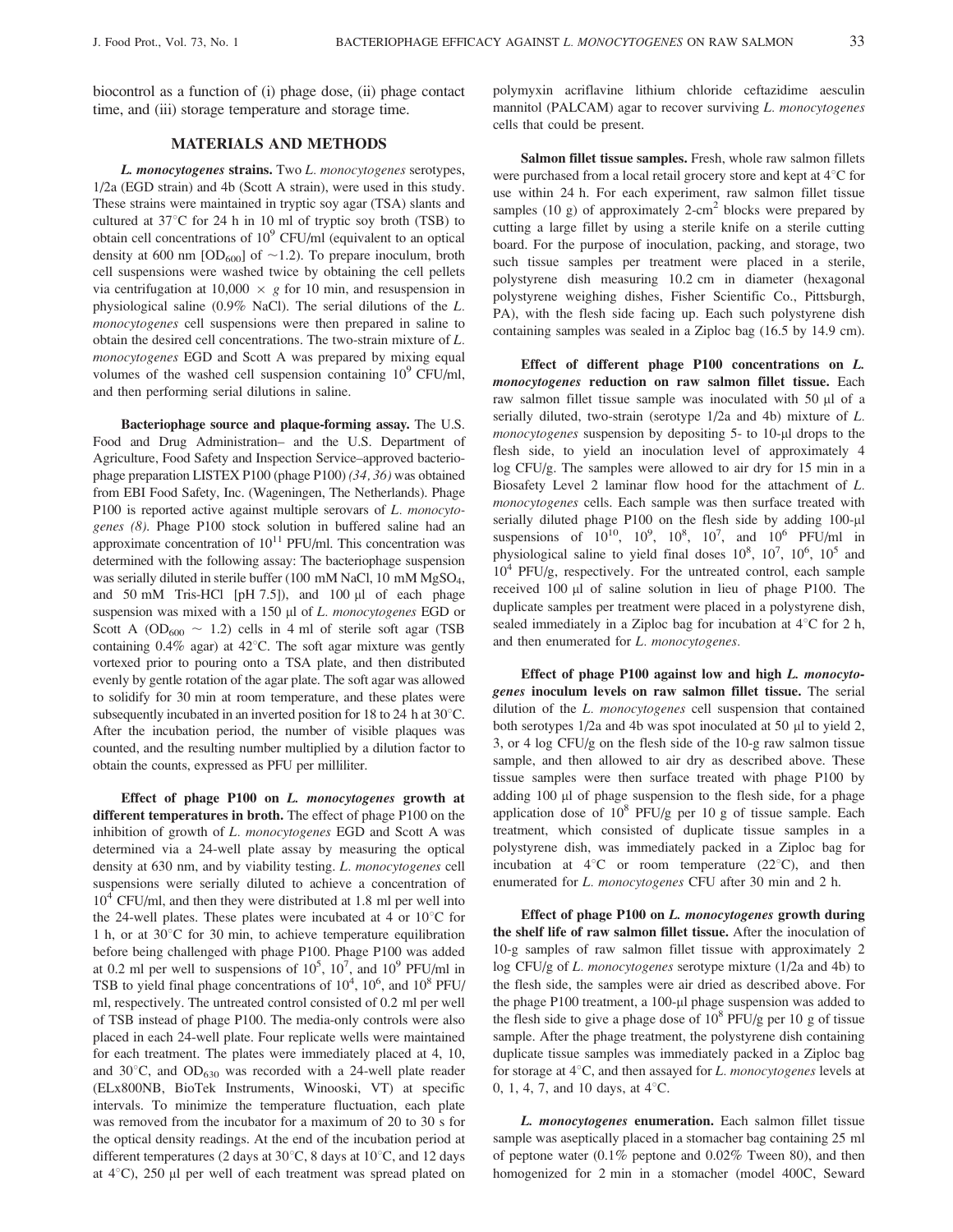biocontrol as a function of (i) phage dose, (ii) phage contact time, and (iii) storage temperature and storage time.

## MATERIALS AND METHODS

***L. monocytogenes* strains.** Two *L. monocytogenes* serotypes, 1/2a (EGD strain) and 4b (Scott A strain), were used in this study. These strains were maintained in tryptic soy agar (TSA) slants and cultured at 37°C for 24 h in 10 ml of tryptic soy broth (TSB) to obtain cell concentrations of $10^9$ CFU/ml (equivalent to an optical density at 600 nm [$OD_{600}$] of ~1.2). To prepare inoculum, broth cell suspensions were washed twice by obtaining the cell pellets via centrifugation at 10,000 × *g* for 10 min, and resuspension in physiological saline (0.9% NaCl). The serial dilutions of the *L. monocytogenes* cell suspensions were then prepared in saline to obtain the desired cell concentrations. The two-strain mixture of *L. monocytogenes* EGD and Scott A was prepared by mixing equal volumes of the washed cell suspension containing $10^9$ CFU/ml, and then performing serial dilutions in saline.

**Bacteriophage source and plaque-forming assay.** The U.S. Food and Drug Administration– and the U.S. Department of Agriculture, Food Safety and Inspection Service–approved bacteriophage preparation LISTEX P100 (phage P100) *(34, 36)* was obtained from EBI Food Safety, Inc. (Wageningen, The Netherlands). Phage P100 is reported active against multiple serovars of *L. monocytogenes (8)*. Phage P100 stock solution in buffered saline had an approximate concentration of $10^{11}$ PFU/ml. This concentration was determined with the following assay: The bacteriophage suspension was serially diluted in sterile buffer (100 mM NaCl, 10 mM $MgSO_4$, and 50 mM Tris-HCl [pH 7.5]), and 100 μl of each phage suspension was mixed with a 150 μl of *L. monocytogenes* EGD or Scott A ($OD_{600}$ ~ 1.2) cells in 4 ml of sterile soft agar (TSB containing 0.4% agar) at 42°C. The soft agar mixture was gently vortexed prior to pouring onto a TSA plate, and then distributed evenly by gentle rotation of the agar plate. The soft agar was allowed to solidify for 30 min at room temperature, and these plates were subsequently incubated in an inverted position for 18 to 24 h at 30°C. After the incubation period, the number of visible plaques was counted, and the resulting number multiplied by a dilution factor to obtain the counts, expressed as PFU per milliliter.

**Effect of phage P100 on *L. monocytogenes* growth at different temperatures in broth.** The effect of phage P100 on the inhibition of growth of *L. monocytogenes* EGD and Scott A was determined via a 24-well plate assay by measuring the optical density at 630 nm, and by viability testing. *L. monocytogenes* cell suspensions were serially diluted to achieve a concentration of $10^4$ CFU/ml, and then they were distributed at 1.8 ml per well into the 24-well plates. These plates were incubated at 4 or 10°C for 1 h, or at 30°C for 30 min, to achieve temperature equilibration before being challenged with phage P100. Phage P100 was added at 0.2 ml per well to suspensions of $10^5$, $10^7$, and $10^9$ PFU/ml in TSB to yield final phage concentrations of $10^4$, $10^6$, and $10^8$ PFU/ml, respectively. The untreated control consisted of 0.2 ml per well of TSB instead of phage P100. The media-only controls were also placed in each 24-well plate. Four replicate wells were maintained for each treatment. The plates were immediately placed at 4, 10, and 30°C, and $OD_{630}$ was recorded with a 24-well plate reader (ELx800NB, BioTek Instruments, Winooski, VT) at specific intervals. To minimize the temperature fluctuation, each plate was removed from the incubator for a maximum of 20 to 30 s for the optical density readings. At the end of the incubation period at different temperatures (2 days at 30°C, 8 days at 10°C, and 12 days at 4°C), 250 μl per well of each treatment was spread plated on polymyxin acriflavine lithium chloride ceftazidime aesculin mannitol (PALCAM) agar to recover surviving *L. monocytogenes* cells that could be present.

**Salmon fillet tissue samples.** Fresh, whole raw salmon fillets were purchased from a local retail grocery store and kept at 4°C for use within 24 h. For each experiment, raw salmon fillet tissue samples (10 g) of approximately 2-$cm^2$ blocks were prepared by cutting a large fillet by using a sterile knife on a sterile cutting board. For the purpose of inoculation, packing, and storage, two such tissue samples per treatment were placed in a sterile, polystyrene dish measuring 10.2 cm in diameter (hexagonal polystyrene weighing dishes, Fisher Scientific Co., Pittsburgh, PA), with the flesh side facing up. Each such polystyrene dish containing samples was sealed in a Ziploc bag (16.5 by 14.9 cm).

**Effect of different phage P100 concentrations on *L. monocytogenes* reduction on raw salmon fillet tissue.** Each raw salmon fillet tissue sample was inoculated with 50 μl of a serially diluted, two-strain (serotype 1/2a and 4b) mixture of *L. monocytogenes* suspension by depositing 5- to 10-μl drops to the flesh side, to yield an inoculation level of approximately 4 log CFU/g. The samples were allowed to air dry for 15 min in a Biosafety Level 2 laminar flow hood for the attachment of *L. monocytogenes* cells. Each sample was then surface treated with serially diluted phage P100 on the flesh side by adding 100-μl suspensions of $10^{10}$, $10^9$, $10^8$, $10^7$, and $10^6$ PFU/ml in physiological saline to yield final doses $10^8$, $10^7$, $10^6$, $10^5$ and $10^4$ PFU/g, respectively. For the untreated control, each sample received 100 μl of saline solution in lieu of phage P100. The duplicate samples per treatment were placed in a polystyrene dish, sealed immediately in a Ziploc bag for incubation at 4°C for 2 h, and then enumerated for *L. monocytogenes.*

**Effect of phage P100 against low and high *L. monocytogenes* inoculum levels on raw salmon fillet tissue.** The serial dilution of the *L. monocytogenes* cell suspension that contained both serotypes 1/2a and 4b was spot inoculated at 50 μl to yield 2, 3, or 4 log CFU/g on the flesh side of the 10-g raw salmon tissue sample, and then allowed to air dry as described above. These tissue samples were then surface treated with phage P100 by adding 100 μl of phage suspension to the flesh side, for a phage application dose of $10^8$ PFU/g per 10 g of tissue sample. Each treatment, which consisted of duplicate tissue samples in a polystyrene dish, was immediately packed in a Ziploc bag for incubation at 4°C or room temperature (22°C), and then enumerated for *L. monocytogenes* CFU after 30 min and 2 h.

**Effect of phage P100 on *L. monocytogenes* growth during the shelf life of raw salmon fillet tissue.** After the inoculation of 10-g samples of raw salmon fillet tissue with approximately 2 log CFU/g of *L. monocytogenes* serotype mixture (1/2a and 4b) to the flesh side, the samples were air dried as described above. For the phage P100 treatment, a 100-μl phage suspension was added to the flesh side to give a phage dose of $10^8$ PFU/g per 10 g of tissue sample. After the phage treatment, the polystyrene dish containing duplicate tissue samples was immediately packed in a Ziploc bag for storage at 4°C, and then assayed for *L. monocytogenes* levels at 0, 1, 4, 7, and 10 days, at 4°C.

***L. monocytogenes* enumeration.** Each salmon fillet tissue sample was aseptically placed in a stomacher bag containing 25 ml of peptone water (0.1% peptone and 0.02% Tween 80), and then homogenized for 2 min in a stomacher (model 400C, Seward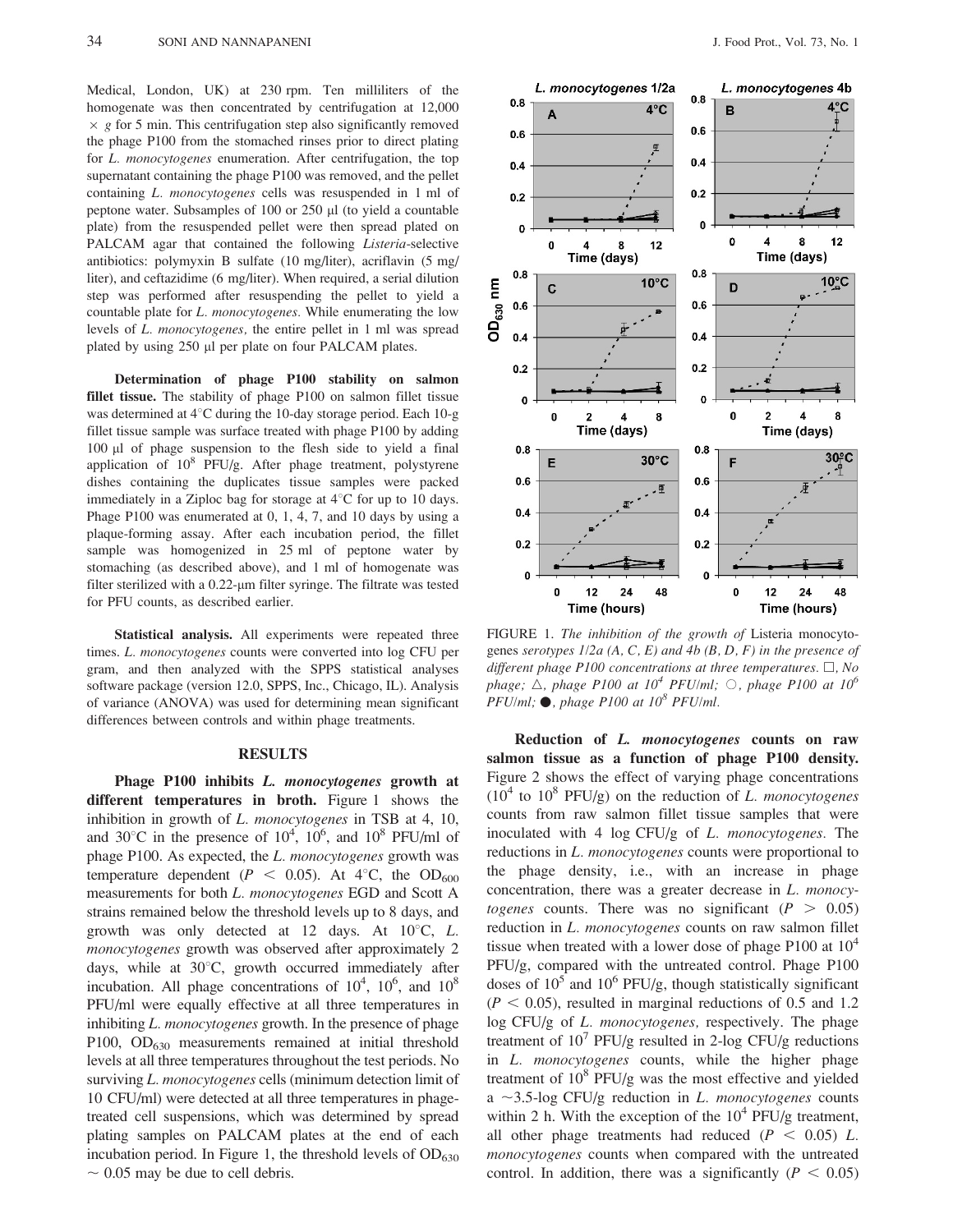Medical, London, UK) at 230 rpm. Ten milliliters of the homogenate was then concentrated by centrifugation at 12,000 × g for 5 min. This centrifugation step also significantly removed the phage P100 from the stomached rinses prior to direct plating for *L. monocytogenes* enumeration. After centrifugation, the top supernatant containing the phage P100 was removed, and the pellet containing *L. monocytogenes* cells was resuspended in 1 ml of peptone water. Subsamples of 100 or 250 µl (to yield a countable plate) from the resuspended pellet were then spread plated on PALCAM agar that contained the following *Listeria*-selective antibiotics: polymyxin B sulfate (10 mg/liter), acriflavin (5 mg/liter), and ceftazidime (6 mg/liter). When required, a serial dilution step was performed after resuspending the pellet to yield a countable plate for *L. monocytogenes*. While enumerating the low levels of *L. monocytogenes*, the entire pellet in 1 ml was spread plated by using 250 µl per plate on four PALCAM plates.

**Determination of phage P100 stability on salmon fillet tissue.** The stability of phage P100 on salmon fillet tissue was determined at 4°C during the 10-day storage period. Each 10-g fillet tissue sample was surface treated with phage P100 by adding 100 µl of phage suspension to the flesh side to yield a final application of $10^8$ PFU/g. After phage treatment, polystyrene dishes containing the duplicates tissue samples were packed immediately in a Ziploc bag for storage at 4°C for up to 10 days. Phage P100 was enumerated at 0, 1, 4, 7, and 10 days by using a plaque-forming assay. After each incubation period, the fillet sample was homogenized in 25 ml of peptone water by stomaching (as described above), and 1 ml of homogenate was filter sterilized with a 0.22-µm filter syringe. The filtrate was tested for PFU counts, as described earlier.

**Statistical analysis.** All experiments were repeated three times. *L. monocytogenes* counts were converted into log CFU per gram, and then analyzed with the SPPS statistical analyses software package (version 12.0, SPPS, Inc., Chicago, IL). Analysis of variance (ANOVA) was used for determining mean significant differences between controls and within phage treatments.

## RESULTS

**Phage P100 inhibits *L. monocytogenes* growth at different temperatures in broth.** Figure 1 shows the inhibition in growth of *L. monocytogenes* in TSB at 4, 10, and 30°C in the presence of $10^4$, $10^6$, and $10^8$ PFU/ml of phage P100. As expected, the *L. monocytogenes* growth was temperature dependent ($P < 0.05$). At 4°C, the $OD_{600}$ measurements for both *L. monocytogenes* EGD and Scott A strains remained below the threshold levels up to 8 days, and growth was only detected at 12 days. At 10°C, *L. monocytogenes* growth was observed after approximately 2 days, while at 30°C, growth occurred immediately after incubation. All phage concentrations of $10^4$, $10^6$, and $10^8$ PFU/ml were equally effective at all three temperatures in inhibiting *L. monocytogenes* growth. In the presence of phage P100, $OD_{630}$ measurements remained at initial threshold levels at all three temperatures throughout the test periods. No surviving *L. monocytogenes* cells (minimum detection limit of 10 CFU/ml) were detected at all three temperatures in phage-treated cell suspensions, which was determined by spread plating samples on PALCAM plates at the end of each incubation period. In Figure 1, the threshold levels of $OD_{630}$ ~ 0.05 may be due to cell debris.

FIGURE 1. *The inhibition of the growth of* Listeria monocytogenes *serotypes 1/2a (A, C, E) and 4b (B, D, F) in the presence of different phage P100 concentrations at three temperatures.* □, *No phage;* △, *phage P100 at $10^4$ PFU/ml;* ○, *phage P100 at $10^6$ PFU/ml;* ●, *phage P100 at $10^8$ PFU/ml.*

**Reduction of *L. monocytogenes* counts on raw salmon tissue as a function of phage P100 density.** Figure 2 shows the effect of varying phage concentrations ($10^4$ to $10^8$ PFU/g) on the reduction of *L. monocytogenes* counts from raw salmon fillet tissue samples that were inoculated with 4 log CFU/g of *L. monocytogenes*. The reductions in *L. monocytogenes* counts were proportional to the phage density, i.e., with an increase in phage concentration, there was a greater decrease in *L. monocytogenes* counts. There was no significant ($P > 0.05$) reduction in *L. monocytogenes* counts on raw salmon fillet tissue when treated with a lower dose of phage P100 at $10^4$ PFU/g, compared with the untreated control. Phage P100 doses of $10^5$ and $10^6$ PFU/g, though statistically significant ($P < 0.05$), resulted in marginal reductions of 0.5 and 1.2 log CFU/g of *L. monocytogenes*, respectively. The phage treatment of $10^7$ PFU/g resulted in 2-log CFU/g reductions in *L. monocytogenes* counts, while the higher phage treatment of $10^8$ PFU/g was the most effective and yielded a ~3.5-log CFU/g reduction in *L. monocytogenes* counts within 2 h. With the exception of the $10^4$ PFU/g treatment, all other phage treatments had reduced ($P < 0.05$) *L. monocytogenes* counts when compared with the untreated control. In addition, there was a significantly ($P < 0.05$)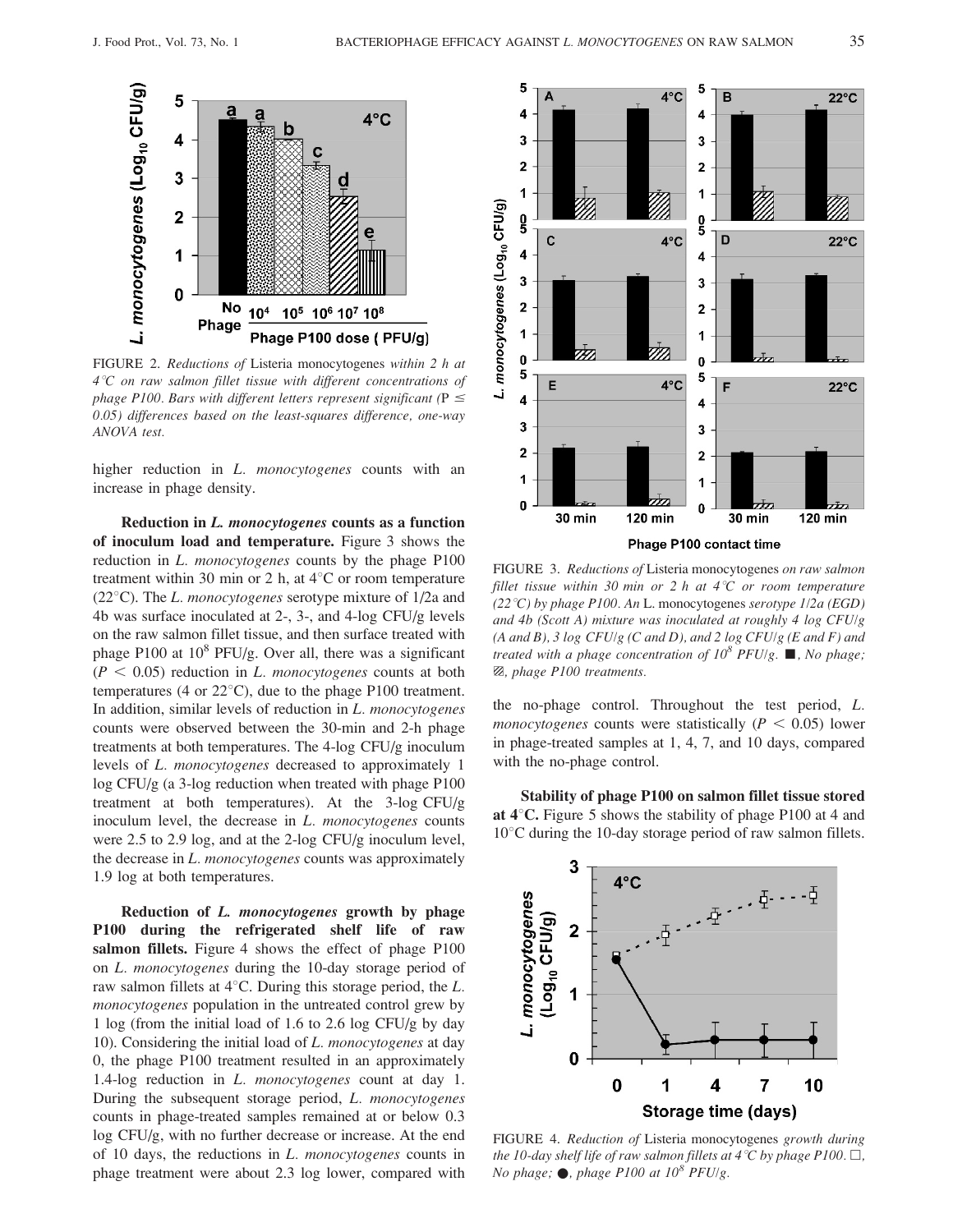FIGURE 2. *Reductions of* Listeria monocytogenes *within 2 h at 4°C on raw salmon fillet tissue with different concentrations of phage P100. Bars with different letters represent significant (*$P \leq 0.05$*) differences based on the least-squares difference, one-way ANOVA test.*

higher reduction in *L. monocytogenes* counts with an increase in phage density.

**Reduction in *L. monocytogenes* counts as a function of inoculum load and temperature.** Figure 3 shows the reduction in *L. monocytogenes* counts by the phage P100 treatment within 30 min or 2 h, at 4°C or room temperature (22°C). The *L. monocytogenes* serotype mixture of 1/2a and 4b was surface inoculated at 2-, 3-, and 4-log CFU/g levels on the raw salmon fillet tissue, and then surface treated with phage P100 at $10^8$ PFU/g. Over all, there was a significant ($P < 0.05$) reduction in *L. monocytogenes* counts at both temperatures (4 or 22°C), due to the phage P100 treatment. In addition, similar levels of reduction in *L. monocytogenes* counts were observed between the 30-min and 2-h phage treatments at both temperatures. The 4-log CFU/g inoculum levels of *L. monocytogenes* decreased to approximately 1 log CFU/g (a 3-log reduction when treated with phage P100 treatment at both temperatures). At the 3-log CFU/g inoculum level, the decrease in *L. monocytogenes* counts were 2.5 to 2.9 log, and at the 2-log CFU/g inoculum level, the decrease in *L. monocytogenes* counts was approximately 1.9 log at both temperatures.

**Reduction of *L. monocytogenes* growth by phage P100 during the refrigerated shelf life of raw salmon fillets.** Figure 4 shows the effect of phage P100 on *L. monocytogenes* during the 10-day storage period of raw salmon fillets at 4°C. During this storage period, the *L. monocytogenes* population in the untreated control grew by 1 log (from the initial load of 1.6 to 2.6 log CFU/g by day 10). Considering the initial load of *L. monocytogenes* at day 0, the phage P100 treatment resulted in an approximately 1.4-log reduction in *L. monocytogenes* count at day 1. During the subsequent storage period, *L. monocytogenes* counts in phage-treated samples remained at or below 0.3 log CFU/g, with no further decrease or increase. At the end of 10 days, the reductions in *L. monocytogenes* counts in phage treatment were about 2.3 log lower, compared with the no-phage control. Throughout the test period, *L. monocytogenes* counts were statistically ($P < 0.05$) lower in phage-treated samples at 1, 4, 7, and 10 days, compared with the no-phage control.

FIGURE 3. *Reductions of* Listeria monocytogenes *on raw salmon fillet tissue within 30 min or 2 h at 4°C or room temperature (22°C) by phage P100. An* L. monocytogenes *serotype 1/2a (EGD) and 4b (Scott A) mixture was inoculated at roughly 4 log CFU/g (A and B), 3 log CFU/g (C and D), and 2 log CFU/g (E and F) and treated with a phage concentration of* $10^8$ *PFU/g.* ■, *No phage;* ▨, *phage P100 treatments.*

**Stability of phage P100 on salmon fillet tissue stored at 4°C.** Figure 5 shows the stability of phage P100 at 4 and 10°C during the 10-day storage period of raw salmon fillets.

FIGURE 4. *Reduction of* Listeria monocytogenes *growth during the 10-day shelf life of raw salmon fillets at 4°C by phage P100.* □, *No phage;* ●, *phage P100 at* $10^8$ *PFU/g.*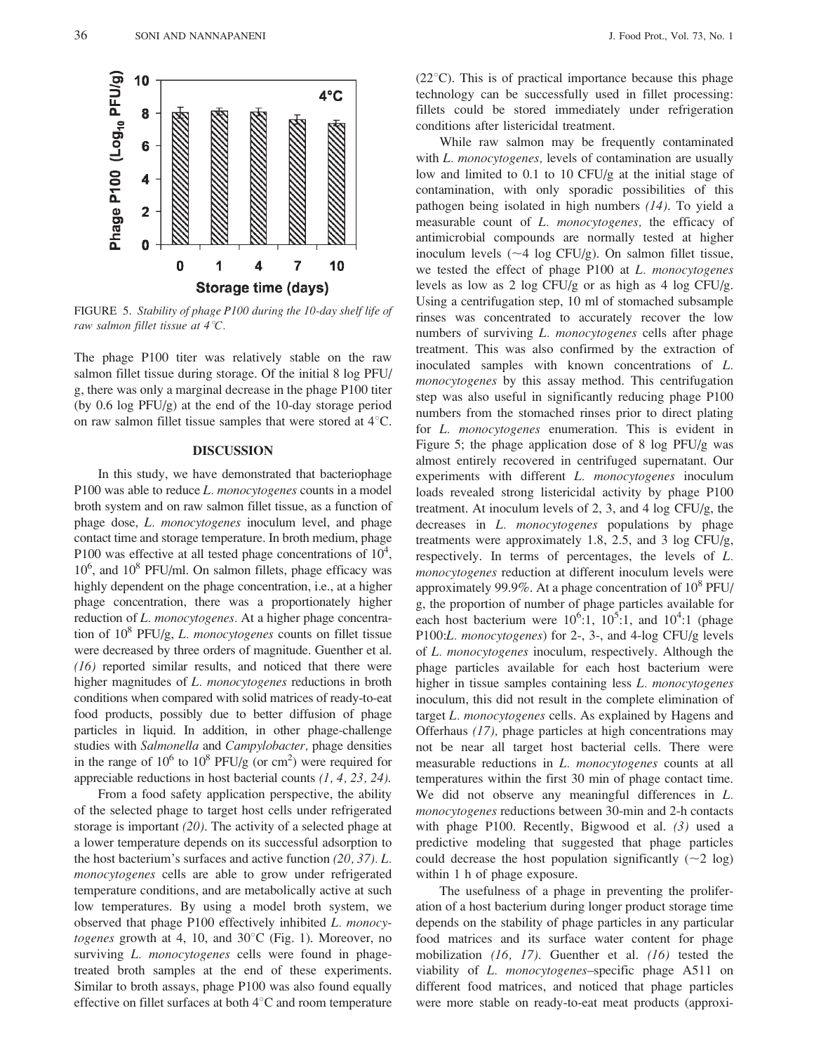FIGURE 5. *Stability of phage P100 during the 10-day shelf life of raw salmon fillet tissue at 4°C.*

The phage P100 titer was relatively stable on the raw salmon fillet tissue during storage. Of the initial 8 log PFU/g, there was only a marginal decrease in the phage P100 titer (by 0.6 log PFU/g) at the end of the 10-day storage period on raw salmon fillet tissue samples that were stored at 4°C.

## DISCUSSION

In this study, we have demonstrated that bacteriophage P100 was able to reduce *L. monocytogenes* counts in a model broth system and on raw salmon fillet tissue, as a function of phage dose, *L. monocytogenes* inoculum level, and phage contact time and storage temperature. In broth medium, phage P100 was effective at all tested phage concentrations of $10^4$, $10^6$, and $10^8$ PFU/ml. On salmon fillets, phage efficacy was highly dependent on the phage concentration, i.e., at a higher phage concentration, there was a proportionately higher reduction of *L. monocytogenes*. At a higher phage concentration of $10^8$ PFU/g, *L. monocytogenes* counts on fillet tissue were decreased by three orders of magnitude. Guenther et al. *(16)* reported similar results, and noticed that there were higher magnitudes of *L. monocytogenes* reductions in broth conditions when compared with solid matrices of ready-to-eat food products, possibly due to better diffusion of phage particles in liquid. In addition, in other phage-challenge studies with *Salmonella* and *Campylobacter,* phage densities in the range of $10^6$ to $10^8$ PFU/g (or $cm^2$) were required for appreciable reductions in host bacterial counts *(1, 4, 23, 24)*.

From a food safety application perspective, the ability of the selected phage to target host cells under refrigerated storage is important *(20)*. The activity of a selected phage at a lower temperature depends on its successful adsorption to the host bacterium's surfaces and active function *(20, 37)*. *L. monocytogenes* cells are able to grow under refrigerated temperature conditions, and are metabolically active at such low temperatures. By using a model broth system, we observed that phage P100 effectively inhibited *L. monocytogenes* growth at 4, 10, and 30°C (Fig. 1). Moreover, no surviving *L. monocytogenes* cells were found in phage-treated broth samples at the end of these experiments. Similar to broth assays, phage P100 was also found equally effective on fillet surfaces at both 4°C and room temperature (22°C). This is of practical importance because this phage technology can be successfully used in fillet processing: fillets could be stored immediately under refrigeration conditions after listericidal treatment.

While raw salmon may be frequently contaminated with *L. monocytogenes,* levels of contamination are usually low and limited to 0.1 to 10 CFU/g at the initial stage of contamination, with only sporadic possibilities of this pathogen being isolated in high numbers *(14)*. To yield a measurable count of *L. monocytogenes,* the efficacy of antimicrobial compounds are normally tested at higher inoculum levels (~4 log CFU/g). On salmon fillet tissue, we tested the effect of phage P100 at *L. monocytogenes* levels as low as 2 log CFU/g or as high as 4 log CFU/g. Using a centrifugation step, 10 ml of stomached subsample rinses was concentrated to accurately recover the low numbers of surviving *L. monocytogenes* cells after phage treatment. This was also confirmed by the extraction of inoculated samples with known concentrations of *L. monocytogenes* by this assay method. This centrifugation step was also useful in significantly reducing phage P100 numbers from the stomached rinses prior to direct plating for *L. monocytogenes* enumeration. This is evident in Figure 5; the phage application dose of 8 log PFU/g was almost entirely recovered in centrifuged supernatant. Our experiments with different *L. monocytogenes* inoculum loads revealed strong listericidal activity by phage P100 treatment. At inoculum levels of 2, 3, and 4 log CFU/g, the decreases in *L. monocytogenes* populations by phage treatments were approximately 1.8, 2.5, and 3 log CFU/g, respectively. In terms of percentages, the levels of *L. monocytogenes* reduction at different inoculum levels were approximately 99.9%. At a phage concentration of $10^8$ PFU/g, the proportion of number of phage particles available for each host bacterium were $10^6$:1, $10^5$:1, and $10^4$:1 (phage P100:*L. monocytogenes*) for 2-, 3-, and 4-log CFU/g levels of *L. monocytogenes* inoculum, respectively. Although the phage particles available for each host bacterium were higher in tissue samples containing less *L. monocytogenes* inoculum, this did not result in the complete elimination of target *L. monocytogenes* cells. As explained by Hagens and Offerhaus *(17)*, phage particles at high concentrations may not be near all target host bacterial cells. There were measurable reductions in *L. monocytogenes* counts at all temperatures within the first 30 min of phage contact time. We did not observe any meaningful differences in *L. monocytogenes* reductions between 30-min and 2-h contacts with phage P100. Recently, Bigwood et al. *(3)* used a predictive modeling that suggested that phage particles could decrease the host population significantly (~2 log) within 1 h of phage exposure.

The usefulness of a phage in preventing the proliferation of a host bacterium during longer product storage time depends on the stability of phage particles in any particular food matrices and its surface water content for phage mobilization *(16, 17)*. Guenther et al. *(16)* tested the viability of *L. monocytogenes*–specific phage A511 on different food matrices, and noticed that phage particles were more stable on ready-to-eat meat products (approxi-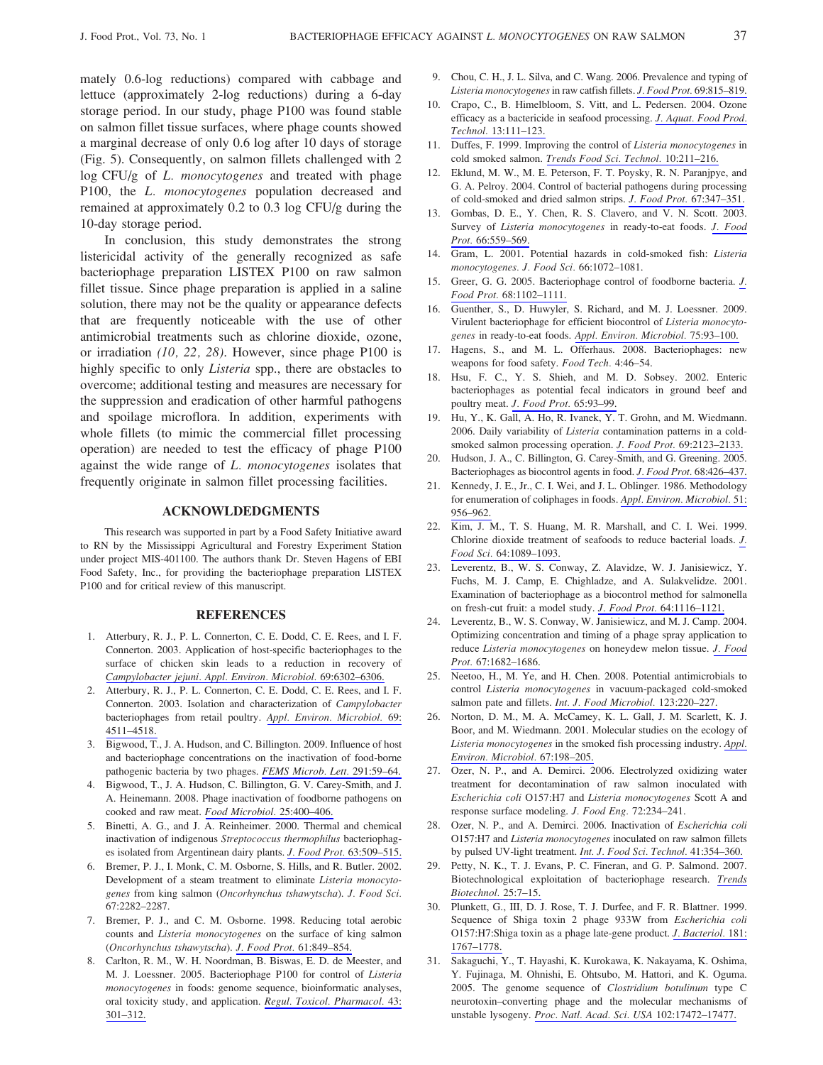mately 0.6-log reductions) compared with cabbage and lettuce (approximately 2-log reductions) during a 6-day storage period. In our study, phage P100 was found stable on salmon fillet tissue surfaces, where phage counts showed a marginal decrease of only 0.6 log after 10 days of storage (Fig. 5). Consequently, on salmon fillets challenged with 2 log CFU/g of *L. monocytogenes* and treated with phage P100, the *L. monocytogenes* population decreased and remained at approximately 0.2 to 0.3 log CFU/g during the 10-day storage period.

In conclusion, this study demonstrates the strong listericidal activity of the generally recognized as safe bacteriophage preparation LISTEX P100 on raw salmon fillet tissue. Since phage preparation is applied in a saline solution, there may not be the quality or appearance defects that are frequently noticeable with the use of other antimicrobial treatments such as chlorine dioxide, ozone, or irradiation *(10, 22, 28)*. However, since phage P100 is highly specific to only *Listeria* spp., there are obstacles to overcome; additional testing and measures are necessary for the suppression and eradication of other harmful pathogens and spoilage microflora. In addition, experiments with whole fillets (to mimic the commercial fillet processing operation) are needed to test the efficacy of phage P100 against the wide range of *L. monocytogenes* isolates that frequently originate in salmon fillet processing facilities.

## ACKNOWLDEDGMENTS

This research was supported in part by a Food Safety Initiative award to RN by the Mississippi Agricultural and Forestry Experiment Station under project MIS-401100. The authors thank Dr. Steven Hagens of EBI Food Safety, Inc., for providing the bacteriophage preparation LISTEX P100 and for critical review of this manuscript.

## REFERENCES

1. Atterbury, R. J., P. L. Connerton, C. E. Dodd, C. E. Rees, and I. F. Connerton. 2003. Application of host-specific bacteriophages to the surface of chicken skin leads to a reduction in recovery of *Campylobacter jejuni*. *Appl. Environ. Microbiol.* 69:6302–6306.
2. Atterbury, R. J., P. L. Connerton, C. E. Dodd, C. E. Rees, and I. F. Connerton. 2003. Isolation and characterization of *Campylobacter* bacteriophages from retail poultry. *Appl. Environ. Microbiol.* 69: 4511–4518.
3. Bigwood, T., J. A. Hudson, and C. Billington. 2009. Influence of host and bacteriophage concentrations on the inactivation of food-borne pathogenic bacteria by two phages. *FEMS Microb. Lett.* 291:59–64.
4. Bigwood, T., J. A. Hudson, C. Billington, G. V. Carey-Smith, and J. A. Heinemann. 2008. Phage inactivation of foodborne pathogens on cooked and raw meat. *Food Microbiol.* 25:400–406.
5. Binetti, A. G., and J. A. Reinheimer. 2000. Thermal and chemical inactivation of indigenous *Streptococcus thermophilus* bacteriophages isolated from Argentinean dairy plants. *J. Food Prot.* 63:509–515.
6. Bremer, P. J., I. Monk, C. M. Osborne, S. Hills, and R. Butler. 2002. Development of a steam treatment to eliminate *Listeria monocytogenes* from king salmon (*Oncorhynchus tshawytscha*). *J. Food Sci.* 67:2282–2287.
7. Bremer, P. J., and C. M. Osborne. 1998. Reducing total aerobic counts and *Listeria monocytogenes* on the surface of king salmon (*Oncorhynchus tshawytscha*). *J. Food Prot.* 61:849–854.
8. Carlton, R. M., W. H. Noordman, B. Biswas, E. D. de Meester, and M. J. Loessner. 2005. Bacteriophage P100 for control of *Listeria monocytogenes* in foods: genome sequence, bioinformatic analyses, oral toxicity study, and application. *Regul. Toxicol. Pharmacol.* 43: 301–312.
9. Chou, C. H., J. L. Silva, and C. Wang. 2006. Prevalence and typing of *Listeria monocytogenes* in raw catfish fillets. *J. Food Prot.* 69:815–819.
10. Crapo, C., B. Himelbloom, S. Vitt, and L. Pedersen. 2004. Ozone efficacy as a bactericide in seafood processing. *J. Aquat. Food Prod. Technol.* 13:111–123.
11. Duffes, F. 1999. Improving the control of *Listeria monocytogenes* in cold smoked salmon. *Trends Food Sci. Technol.* 10:211–216.
12. Eklund, M. W., M. E. Peterson, F. T. Poysky, R. N. Paranjpye, and G. A. Pelroy. 2004. Control of bacterial pathogens during processing of cold-smoked and dried salmon strips. *J. Food Prot.* 67:347–351.
13. Gombas, D. E., Y. Chen, R. S. Clavero, and V. N. Scott. 2003. Survey of *Listeria monocytogenes* in ready-to-eat foods. *J. Food Prot.* 66:559–569.
14. Gram, L. 2001. Potential hazards in cold-smoked fish: *Listeria monocytogenes*. *J. Food Sci.* 66:1072–1081.
15. Greer, G. G. 2005. Bacteriophage control of foodborne bacteria. *J. Food Prot.* 68:1102–1111.
16. Guenther, S., D. Huwyler, S. Richard, and M. J. Loessner. 2009. Virulent bacteriophage for efficient biocontrol of *Listeria monocytogenes* in ready-to-eat foods. *Appl. Environ. Microbiol.* 75:93–100.
17. Hagens, S., and M. L. Offerhaus. 2008. Bacteriophages: new weapons for food safety. *Food Tech.* 4:46–54.
18. Hsu, F. C., Y. S. Shieh, and M. D. Sobsey. 2002. Enteric bacteriophages as potential fecal indicators in ground beef and poultry meat. *J. Food Prot.* 65:93–99.
19. Hu, Y., K. Gall, A. Ho, R. Ivanek, Y. T. Grohn, and M. Wiedmann. 2006. Daily variability of *Listeria* contamination patterns in a cold-smoked salmon processing operation. *J. Food Prot.* 69:2123–2133.
20. Hudson, J. A., C. Billington, G. Carey-Smith, and G. Greening. 2005. Bacteriophages as biocontrol agents in food. *J. Food Prot.* 68:426–437.
21. Kennedy, J. E., Jr., C. I. Wei, and J. L. Oblinger. 1986. Methodology for enumeration of coliphages in foods. *Appl. Environ. Microbiol.* 51: 956–962.
22. Kim, J. M., T. S. Huang, M. R. Marshall, and C. I. Wei. 1999. Chlorine dioxide treatment of seafoods to reduce bacterial loads. *J. Food Sci.* 64:1089–1093.
23. Leverentz, B., W. S. Conway, Z. Alavidze, W. J. Janisiewicz, Y. Fuchs, M. J. Camp, E. Chighladze, and A. Sulakvelidze. 2001. Examination of bacteriophage as a biocontrol method for salmonella on fresh-cut fruit: a model study. *J. Food Prot.* 64:1116–1121.
24. Leverentz, B., W. S. Conway, W. Janisiewicz, and M. J. Camp. 2004. Optimizing concentration and timing of a phage spray application to reduce *Listeria monocytogenes* on honeydew melon tissue. *J. Food Prot.* 67:1682–1686.
25. Neetoo, H., M. Ye, and H. Chen. 2008. Potential antimicrobials to control *Listeria monocytogenes* in vacuum-packaged cold-smoked salmon pate and fillets. *Int. J. Food Microbiol.* 123:220–227.
26. Norton, D. M., M. A. McCamey, K. L. Gall, J. M. Scarlett, K. J. Boor, and M. Wiedmann. 2001. Molecular studies on the ecology of *Listeria monocytogenes* in the smoked fish processing industry. *Appl. Environ. Microbiol.* 67:198–205.
27. Ozer, N. P., and A. Demirci. 2006. Electrolyzed oxidizing water treatment for decontamination of raw salmon inoculated with *Escherichia coli* O157:H7 and *Listeria monocytogenes* Scott A and response surface modeling. *J. Food Eng.* 72:234–241.
28. Ozer, N. P., and A. Demirci. 2006. Inactivation of *Escherichia coli* O157:H7 and *Listeria monocytogenes* inoculated on raw salmon fillets by pulsed UV-light treatment. *Int. J. Food Sci. Technol.* 41:354–360.
29. Petty, N. K., T. J. Evans, P. C. Fineran, and G. P. Salmond. 2007. Biotechnological exploitation of bacteriophage research. *Trends Biotechnol.* 25:7–15.
30. Plunkett, G., III, D. J. Rose, T. J. Durfee, and F. R. Blattner. 1999. Sequence of Shiga toxin 2 phage 933W from *Escherichia coli* O157:H7:Shiga toxin as a phage late-gene product. *J. Bacteriol.* 181: 1767–1778.
31. Sakaguchi, Y., T. Hayashi, K. Kurokawa, K. Nakayama, K. Oshima, Y. Fujinaga, M. Ohnishi, E. Ohtsubo, M. Hattori, and K. Oguma. 2005. The genome sequence of *Clostridium botulinum* type C neurotoxin–converting phage and the molecular mechanisms of unstable lysogeny. *Proc. Natl. Acad. Sci. USA* 102:17472–17477.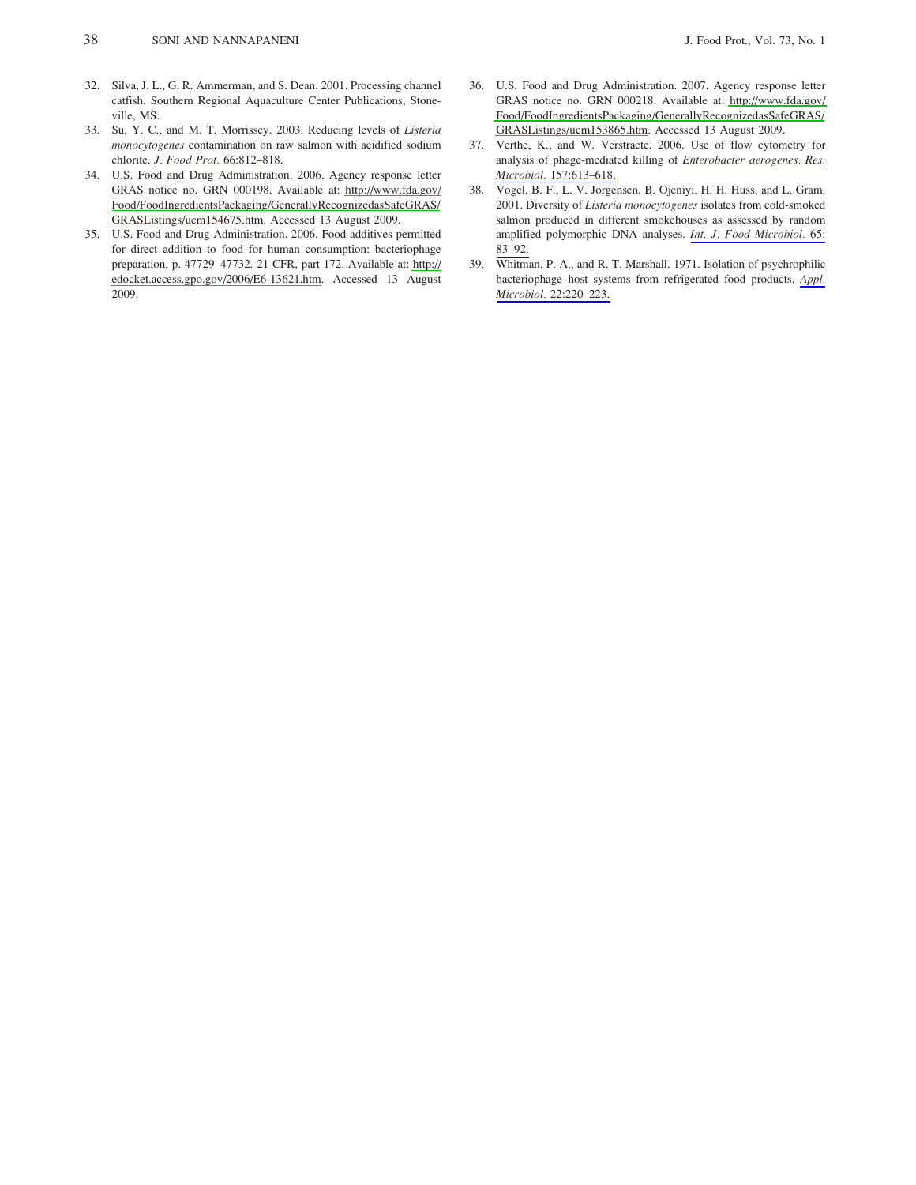32. Silva, J. L., G. R. Ammerman, and S. Dean. 2001. Processing channel catfish. Southern Regional Aquaculture Center Publications, Stoneville, MS.
33. Su, Y. C., and M. T. Morrissey. 2003. Reducing levels of *Listeria monocytogenes* contamination on raw salmon with acidified sodium chlorite. *J. Food Prot.* 66:812–818.
34. U.S. Food and Drug Administration. 2006. Agency response letter GRAS notice no. GRN 000198. Available at: http://www.fda.gov/Food/FoodIngredientsPackaging/GenerallyRecognizedasSafeGRAS/GRASListings/ucm154675.htm. Accessed 13 August 2009.
35. U.S. Food and Drug Administration. 2006. Food additives permitted for direct addition to food for human consumption: bacteriophage preparation, p. 47729–47732. 21 CFR, part 172. Available at: http://edocket.access.gpo.gov/2006/E6-13621.htm. Accessed 13 August 2009.
36. U.S. Food and Drug Administration. 2007. Agency response letter GRAS notice no. GRN 000218. Available at: http://www.fda.gov/Food/FoodIngredientsPackaging/GenerallyRecognizedasSafeGRAS/GRASListings/ucm153865.htm. Accessed 13 August 2009.
37. Verthe, K., and W. Verstraete. 2006. Use of flow cytometry for analysis of phage-mediated killing of *Enterobacter aerogenes*. *Res. Microbiol.* 157:613–618.
38. Vogel, B. F., L. V. Jorgensen, B. Ojeniyi, H. H. Huss, and L. Gram. 2001. Diversity of *Listeria monocytogenes* isolates from cold-smoked salmon produced in different smokehouses as assessed by random amplified polymorphic DNA analyses. *Int. J. Food Microbiol.* 65:83–92.
39. Whitman, P. A., and R. T. Marshall. 1971. Isolation of psychrophilic bacteriophage–host systems from refrigerated food products. *Appl. Microbiol.* 22:220–223.